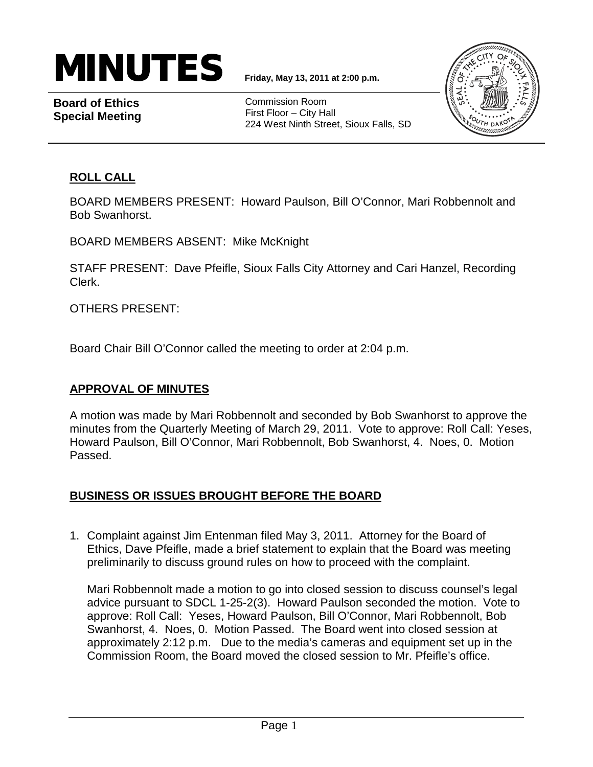# MINUTES

**Friday, May 13, 2011 at 2:00 p.m.**

**Board of Ethics Special Meeting**

Commission Room
First Floor – City Hall
224 West Ninth Street, Sioux Falls, SD

## ROLL CALL

BOARD MEMBERS PRESENT: Howard Paulson, Bill O'Connor, Mari Robbennolt and Bob Swanhorst.

BOARD MEMBERS ABSENT: Mike McKnight

STAFF PRESENT: Dave Pfeifle, Sioux Falls City Attorney and Cari Hanzel, Recording Clerk.

OTHERS PRESENT:

Board Chair Bill O'Connor called the meeting to order at 2:04 p.m.

## APPROVAL OF MINUTES

A motion was made by Mari Robbennolt and seconded by Bob Swanhorst to approve the minutes from the Quarterly Meeting of March 29, 2011. Vote to approve: Roll Call: Yeses, Howard Paulson, Bill O'Connor, Mari Robbennolt, Bob Swanhorst, 4. Noes, 0. Motion Passed.

## BUSINESS OR ISSUES BROUGHT BEFORE THE BOARD

1. Complaint against Jim Entenman filed May 3, 2011. Attorney for the Board of Ethics, Dave Pfeifle, made a brief statement to explain that the Board was meeting preliminarily to discuss ground rules on how to proceed with the complaint.

   Mari Robbennolt made a motion to go into closed session to discuss counsel's legal advice pursuant to SDCL 1-25-2(3). Howard Paulson seconded the motion. Vote to approve: Roll Call: Yeses, Howard Paulson, Bill O'Connor, Mari Robbennolt, Bob Swanhorst, 4. Noes, 0. Motion Passed. The Board went into closed session at approximately 2:12 p.m. Due to the media's cameras and equipment set up in the Commission Room, the Board moved the closed session to Mr. Pfeifle's office.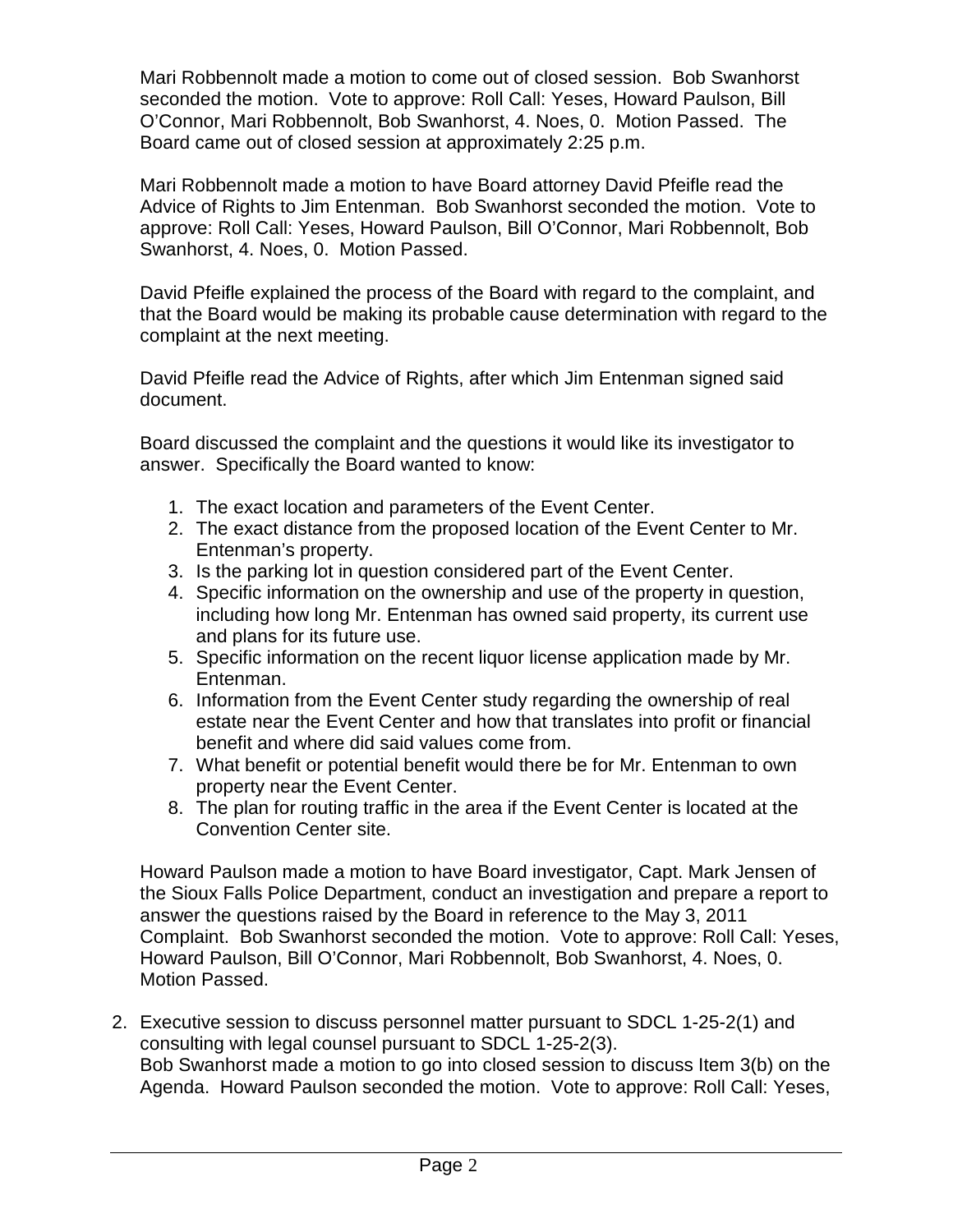Mari Robbennolt made a motion to come out of closed session. Bob Swanhorst seconded the motion. Vote to approve: Roll Call: Yeses, Howard Paulson, Bill O'Connor, Mari Robbennolt, Bob Swanhorst, 4. Noes, 0. Motion Passed. The Board came out of closed session at approximately 2:25 p.m.

Mari Robbennolt made a motion to have Board attorney David Pfeifle read the Advice of Rights to Jim Entenman. Bob Swanhorst seconded the motion. Vote to approve: Roll Call: Yeses, Howard Paulson, Bill O'Connor, Mari Robbennolt, Bob Swanhorst, 4. Noes, 0. Motion Passed.

David Pfeifle explained the process of the Board with regard to the complaint, and that the Board would be making its probable cause determination with regard to the complaint at the next meeting.

David Pfeifle read the Advice of Rights, after which Jim Entenman signed said document.

Board discussed the complaint and the questions it would like its investigator to answer. Specifically the Board wanted to know:

1. The exact location and parameters of the Event Center.
2. The exact distance from the proposed location of the Event Center to Mr. Entenman's property.
3. Is the parking lot in question considered part of the Event Center.
4. Specific information on the ownership and use of the property in question, including how long Mr. Entenman has owned said property, its current use and plans for its future use.
5. Specific information on the recent liquor license application made by Mr. Entenman.
6. Information from the Event Center study regarding the ownership of real estate near the Event Center and how that translates into profit or financial benefit and where did said values come from.
7. What benefit or potential benefit would there be for Mr. Entenman to own property near the Event Center.
8. The plan for routing traffic in the area if the Event Center is located at the Convention Center site.

Howard Paulson made a motion to have Board investigator, Capt. Mark Jensen of the Sioux Falls Police Department, conduct an investigation and prepare a report to answer the questions raised by the Board in reference to the May 3, 2011 Complaint. Bob Swanhorst seconded the motion. Vote to approve: Roll Call: Yeses, Howard Paulson, Bill O'Connor, Mari Robbennolt, Bob Swanhorst, 4. Noes, 0. Motion Passed.

2. Executive session to discuss personnel matter pursuant to SDCL 1-25-2(1) and consulting with legal counsel pursuant to SDCL 1-25-2(3).
   Bob Swanhorst made a motion to go into closed session to discuss Item 3(b) on the Agenda. Howard Paulson seconded the motion. Vote to approve: Roll Call: Yeses,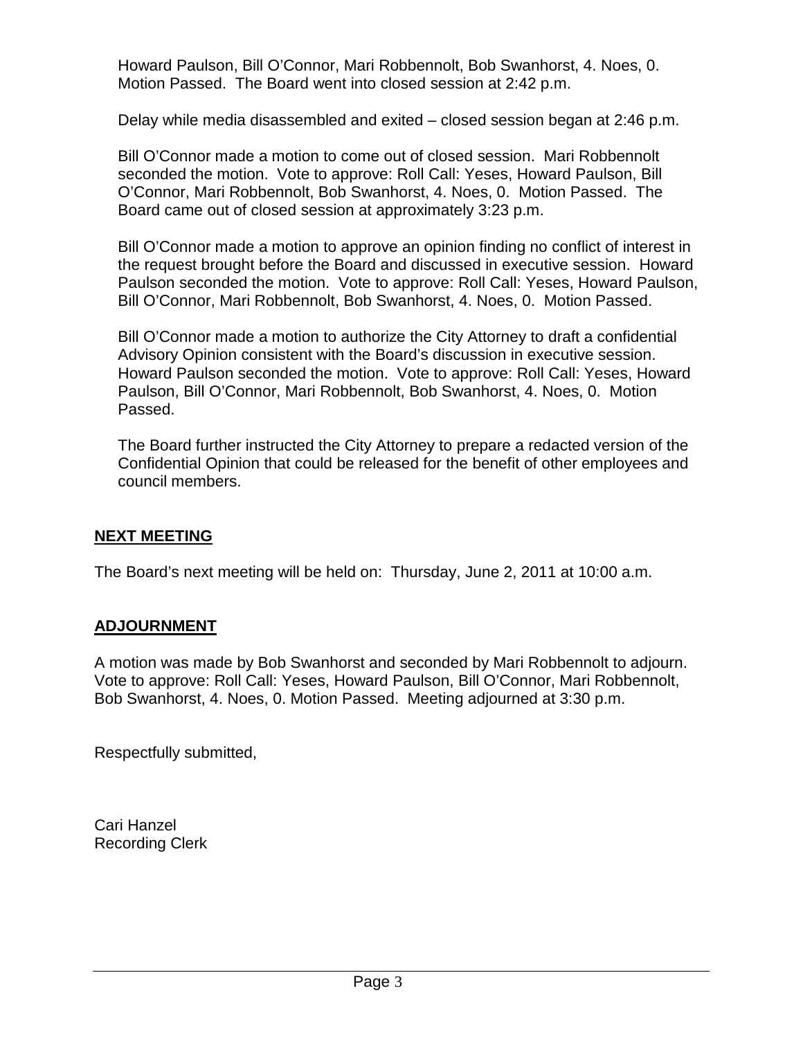Howard Paulson, Bill O'Connor, Mari Robbennolt, Bob Swanhorst, 4. Noes, 0. Motion Passed. The Board went into closed session at 2:42 p.m.

Delay while media disassembled and exited – closed session began at 2:46 p.m.

Bill O'Connor made a motion to come out of closed session. Mari Robbennolt seconded the motion. Vote to approve: Roll Call: Yeses, Howard Paulson, Bill O'Connor, Mari Robbennolt, Bob Swanhorst, 4. Noes, 0. Motion Passed. The Board came out of closed session at approximately 3:23 p.m.

Bill O'Connor made a motion to approve an opinion finding no conflict of interest in the request brought before the Board and discussed in executive session. Howard Paulson seconded the motion. Vote to approve: Roll Call: Yeses, Howard Paulson, Bill O'Connor, Mari Robbennolt, Bob Swanhorst, 4. Noes, 0. Motion Passed.

Bill O'Connor made a motion to authorize the City Attorney to draft a confidential Advisory Opinion consistent with the Board's discussion in executive session. Howard Paulson seconded the motion. Vote to approve: Roll Call: Yeses, Howard Paulson, Bill O'Connor, Mari Robbennolt, Bob Swanhorst, 4. Noes, 0. Motion Passed.

The Board further instructed the City Attorney to prepare a redacted version of the Confidential Opinion that could be released for the benefit of other employees and council members.

## NEXT MEETING

The Board's next meeting will be held on: Thursday, June 2, 2011 at 10:00 a.m.

## ADJOURNMENT

A motion was made by Bob Swanhorst and seconded by Mari Robbennolt to adjourn. Vote to approve: Roll Call: Yeses, Howard Paulson, Bill O'Connor, Mari Robbennolt, Bob Swanhorst, 4. Noes, 0. Motion Passed. Meeting adjourned at 3:30 p.m.

Respectfully submitted,

Cari Hanzel
Recording Clerk